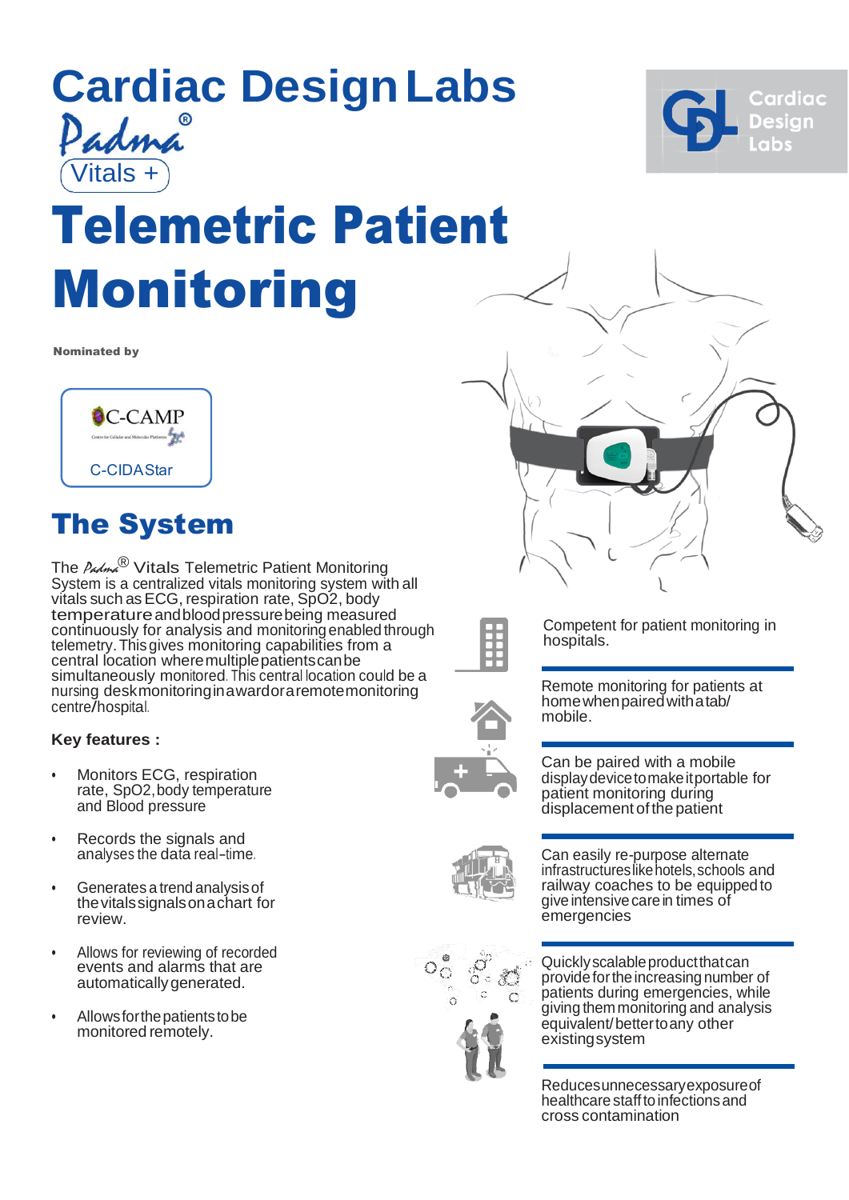# Cardiac Design Labs

Padma®

Vitals +

# Telemetric Patient Monitoring

**Nominated by**

C-CAMP

C-CIDA Star

## The System

The Padma® Vitals Telemetric Patient Monitoring System is a centralized vitals monitoring system with all vitals such as ECG, respiration rate, SpO2, body temperature and blood pressure being measured continuously for analysis and monitoring enabled through telemetry. This gives monitoring capabilities from a central location where multiple patients can be simultaneously monitored. This central location could be a nursing desk monitoring in a ward or a remote monitoring centre/hospital.

**Key features :**

- Monitors ECG, respiration rate, SpO2, body temperature and Blood pressure
- Records the signals and analyses the data real-time.
- Generates a trend analysis of the vitals signals on a chart for review.
- Allows for reviewing of recorded events and alarms that are automatically generated.
- Allows for the patients to be monitored remotely.

Competent for patient monitoring in hospitals.

Remote monitoring for patients at home when paired with a tab/ mobile.

Can be paired with a mobile display device to make it portable for patient monitoring during displacement of the patient

Can easily re-purpose alternate infrastructures like hotels, schools and railway coaches to be equipped to give intensive care in times of emergencies

Quickly scalable product that can provide for the increasing number of patients during emergencies, while giving them monitoring and analysis equivalent/ better to any other existing system

Reduces unnecessary exposure of healthcare staff to infections and cross contamination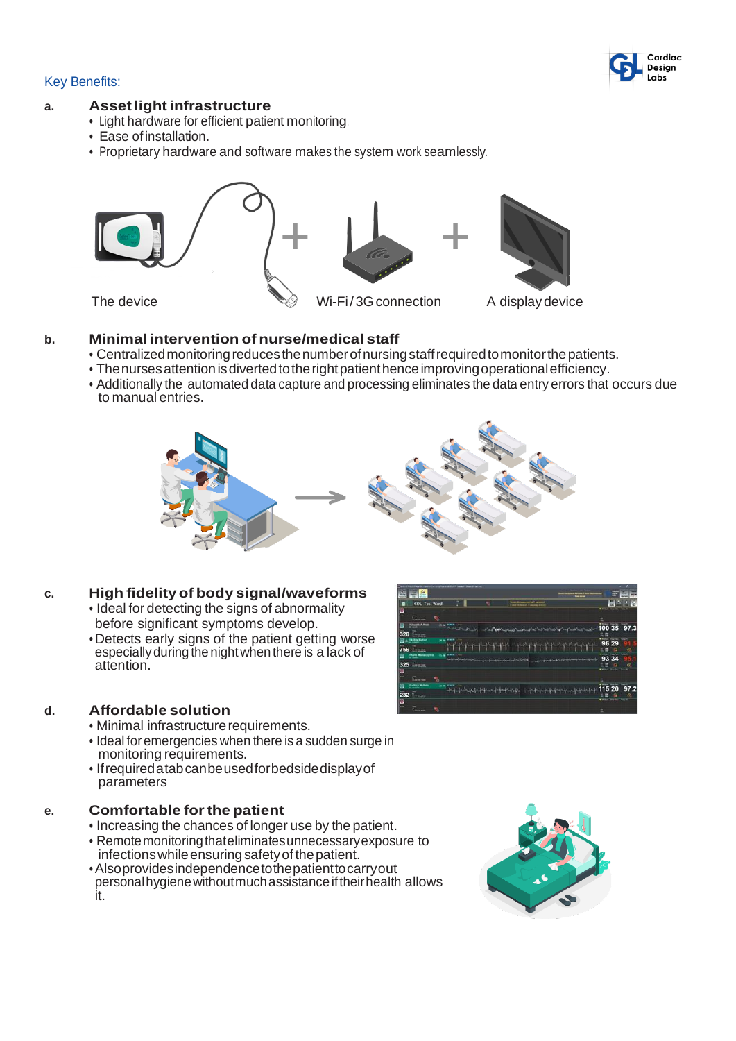Key Benefits:

## a. Asset light infrastructure

- Light hardware for efficient patient monitoring.
- Ease of installation.
- Proprietary hardware and software makes the system work seamlessly.

The device + Wi-Fi / 3G connection + A display device

## b. Minimal intervention of nurse/medical staff

- Centralized monitoring reduces the number of nursing staff required to monitor the patients.
- The nurses attention is diverted to the right patient hence improving operational efficiency.
- Additionally the automated data capture and processing eliminates the data entry errors that occurs due to manual entries.

## c. High fidelity of body signal/waveforms

- Ideal for detecting the signs of abnormality before significant symptoms develop.
- Detects early signs of the patient getting worse especially during the night when there is a lack of attention.

## d. Affordable solution

- Minimal infrastructure requirements.
- Ideal for emergencies when there is a sudden surge in monitoring requirements.
- If required a tab can be used for bedside display of parameters

## e. Comfortable for the patient

- Increasing the chances of longer use by the patient.
- Remote monitoring that eliminates unnecessary exposure to infections while ensuring safety of the patient.
- Also provides independence to the patient to carry out personal hygiene without much assistance if their health allows it.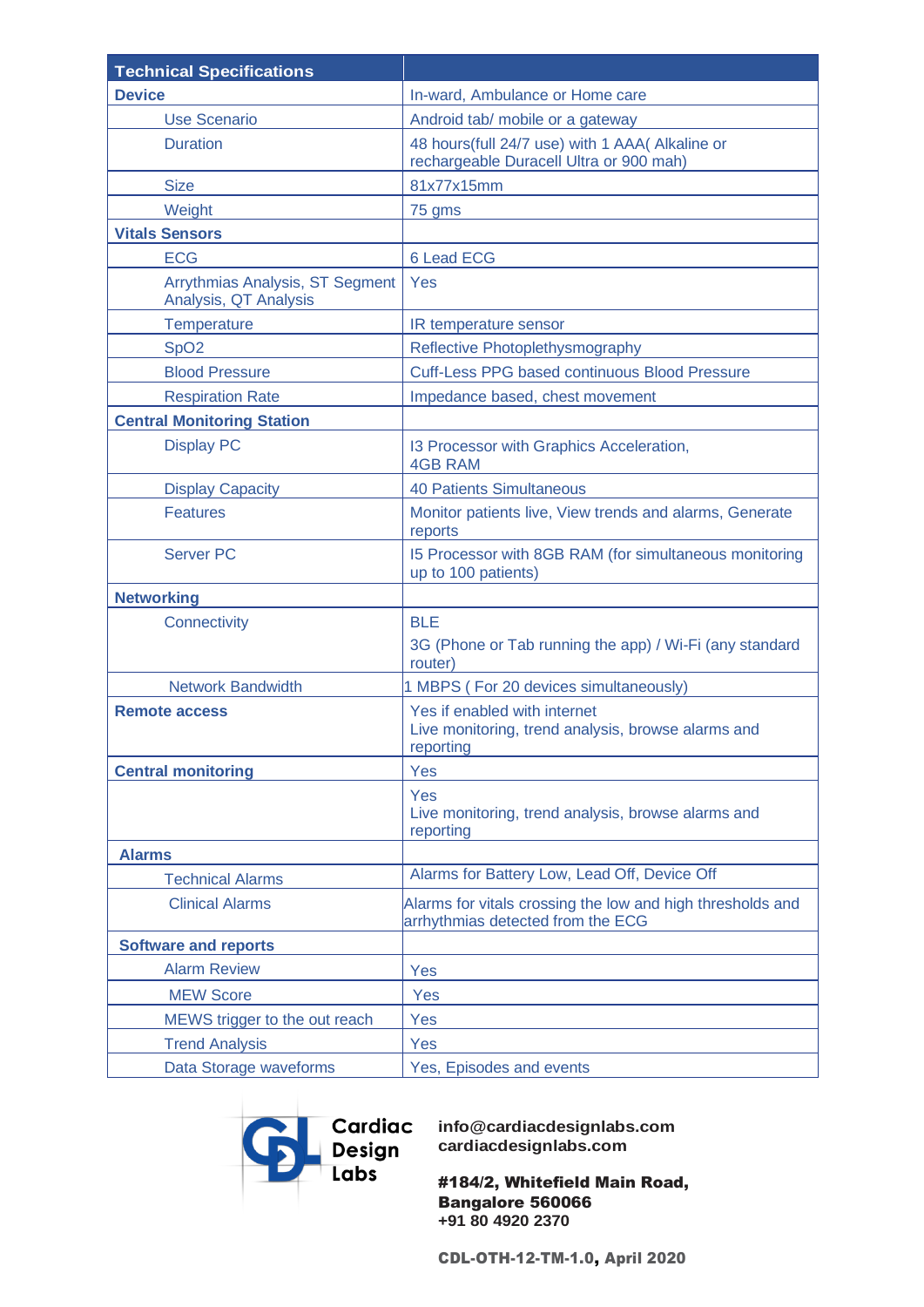| Technical Specifications | |
|---|---|
| **Device** | In-ward, Ambulance or Home care |
| Use Scenario | Android tab/ mobile or a gateway |
| Duration | 48 hours(full 24/7 use) with 1 AAA( Alkaline or rechargeable Duracell Ultra or 900 mah) |
| Size | 81x77x15mm |
| Weight | 75 gms |
| **Vitals Sensors** | |
| ECG | 6 Lead ECG |
| Arrythmias Analysis, ST Segment Analysis, QT Analysis | Yes |
| Temperature | IR temperature sensor |
| SpO2 | Reflective Photoplethysmography |
| Blood Pressure | Cuff-Less PPG based continuous Blood Pressure |
| Respiration Rate | Impedance based, chest movement |
| **Central Monitoring Station** | |
| Display PC | I3 Processor with Graphics Acceleration, 4GB RAM |
| Display Capacity | 40 Patients Simultaneous |
| Features | Monitor patients live, View trends and alarms, Generate reports |
| Server PC | I5 Processor with 8GB RAM (for simultaneous monitoring up to 100 patients) |
| **Networking** | |
| Connectivity | BLE<br>3G (Phone or Tab running the app) / Wi-Fi (any standard router) |
| Network Bandwidth | 1 MBPS ( For 20 devices simultaneously) |
| **Remote access** | Yes if enabled with internet<br>Live monitoring, trend analysis, browse alarms and reporting |
| **Central monitoring** | Yes |
| | Yes<br>Live monitoring, trend analysis, browse alarms and reporting |
| **Alarms** | |
| Technical Alarms | Alarms for Battery Low, Lead Off, Device Off |
| Clinical Alarms | Alarms for vitals crossing the low and high thresholds and arrhythmias detected from the ECG |
| **Software and reports** | |
| Alarm Review | Yes |
| MEW Score | Yes |
| MEWS trigger to the out reach | Yes |
| Trend Analysis | Yes |
| Data Storage waveforms | Yes, Episodes and events |

Cardiac Design Labs

**info@cardiacdesignlabs.com**
**cardiacdesignlabs.com**

**#184/2, Whitefield Main Road,**
**Bangalore 560066**
**+91 80 4920 2370**

**CDL-OTH-12-TM-1.0, April 2020**